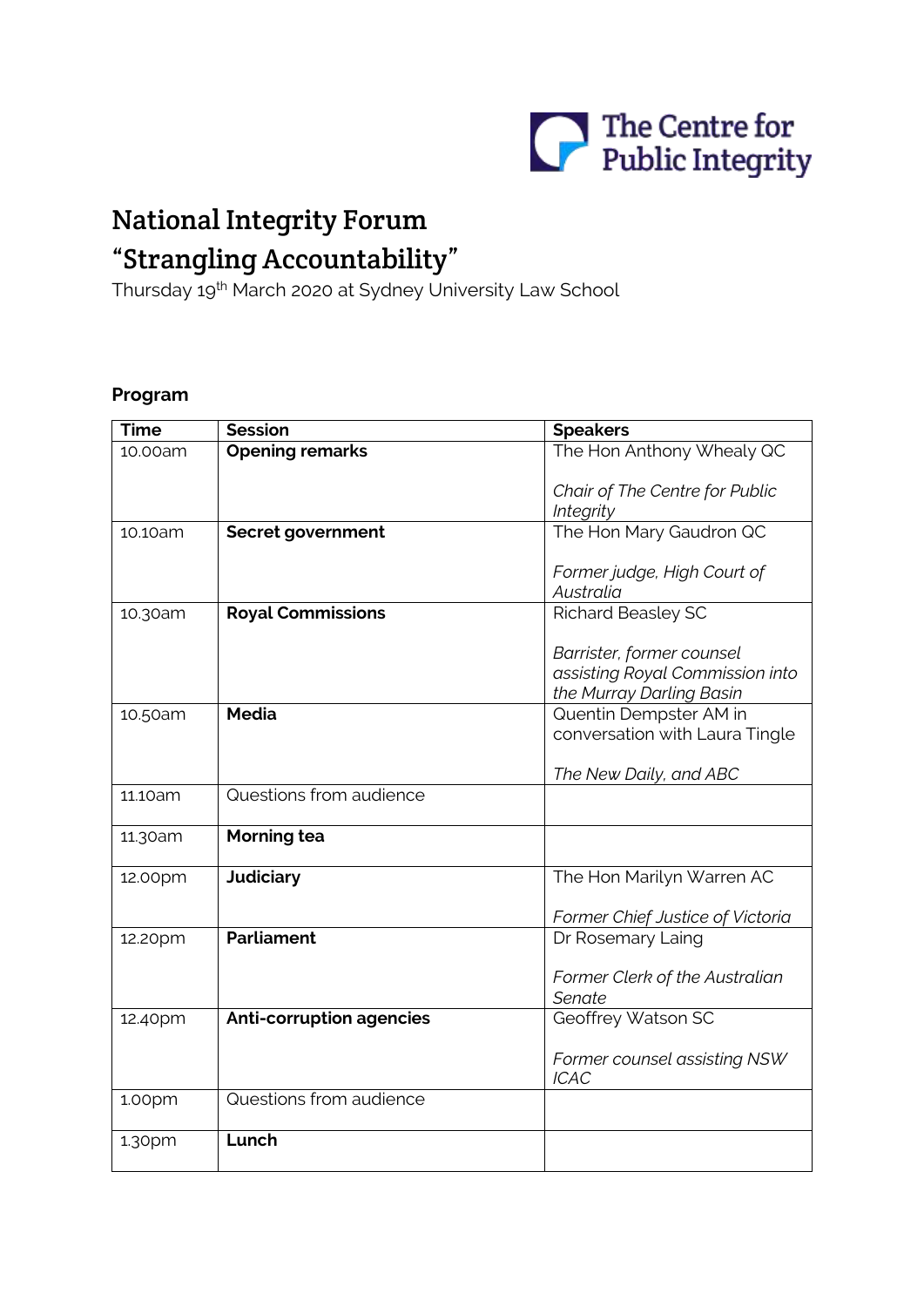The Centre for Public Integrity

# National Integrity Forum

# "Strangling Accountability"

Thursday 19th March 2020 at Sydney University Law School

**Program**

| Time | Session | Speakers |
|---|---|---|
| 10.00am | **Opening remarks** | The Hon Anthony Whealy QC<br><br>*Chair of The Centre for Public Integrity* |
| 10.10am | **Secret government** | The Hon Mary Gaudron QC<br><br>*Former judge, High Court of Australia* |
| 10.30am | **Royal Commissions** | Richard Beasley SC<br><br>*Barrister, former counsel assisting Royal Commission into the Murray Darling Basin* |
| 10.50am | **Media** | Quentin Dempster AM in conversation with Laura Tingle<br><br>*The New Daily, and ABC* |
| 11.10am | Questions from audience | |
| 11.30am | **Morning tea** | |
| 12.00pm | **Judiciary** | The Hon Marilyn Warren AC<br><br>*Former Chief Justice of Victoria* |
| 12.20pm | **Parliament** | Dr Rosemary Laing<br><br>*Former Clerk of the Australian Senate* |
| 12.40pm | **Anti-corruption agencies** | Geoffrey Watson SC<br><br>*Former counsel assisting NSW ICAC* |
| 1.00pm | Questions from audience | |
| 1.30pm | **Lunch** | |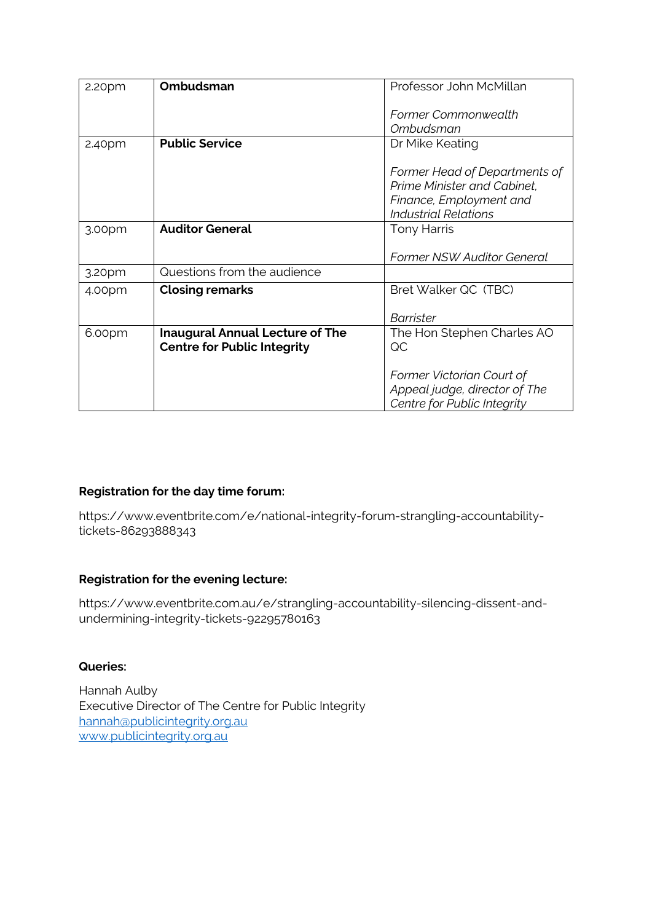| | | |
|---|---|---|
| 2.20pm | **Ombudsman** | Professor John McMillan<br><br>*Former Commonwealth Ombudsman* |
| 2.40pm | **Public Service** | Dr Mike Keating<br><br>*Former Head of Departments of Prime Minister and Cabinet, Finance, Employment and Industrial Relations* |
| 3.00pm | **Auditor General** | Tony Harris<br><br>*Former NSW Auditor General* |
| 3.20pm | Questions from the audience | |
| 4.00pm | **Closing remarks** | Bret Walker QC (TBC)<br><br>*Barrister* |
| 6.00pm | **Inaugural Annual Lecture of The Centre for Public Integrity** | The Hon Stephen Charles AO QC<br><br>*Former Victorian Court of Appeal judge, director of The Centre for Public Integrity* |

**Registration for the day time forum:**

https://www.eventbrite.com/e/national-integrity-forum-strangling-accountability-tickets-86293888343

**Registration for the evening lecture:**

https://www.eventbrite.com.au/e/strangling-accountability-silencing-dissent-and-undermining-integrity-tickets-92295780163

**Queries:**

Hannah Aulby
Executive Director of The Centre for Public Integrity
hannah@publicintegrity.org.au
www.publicintegrity.org.au